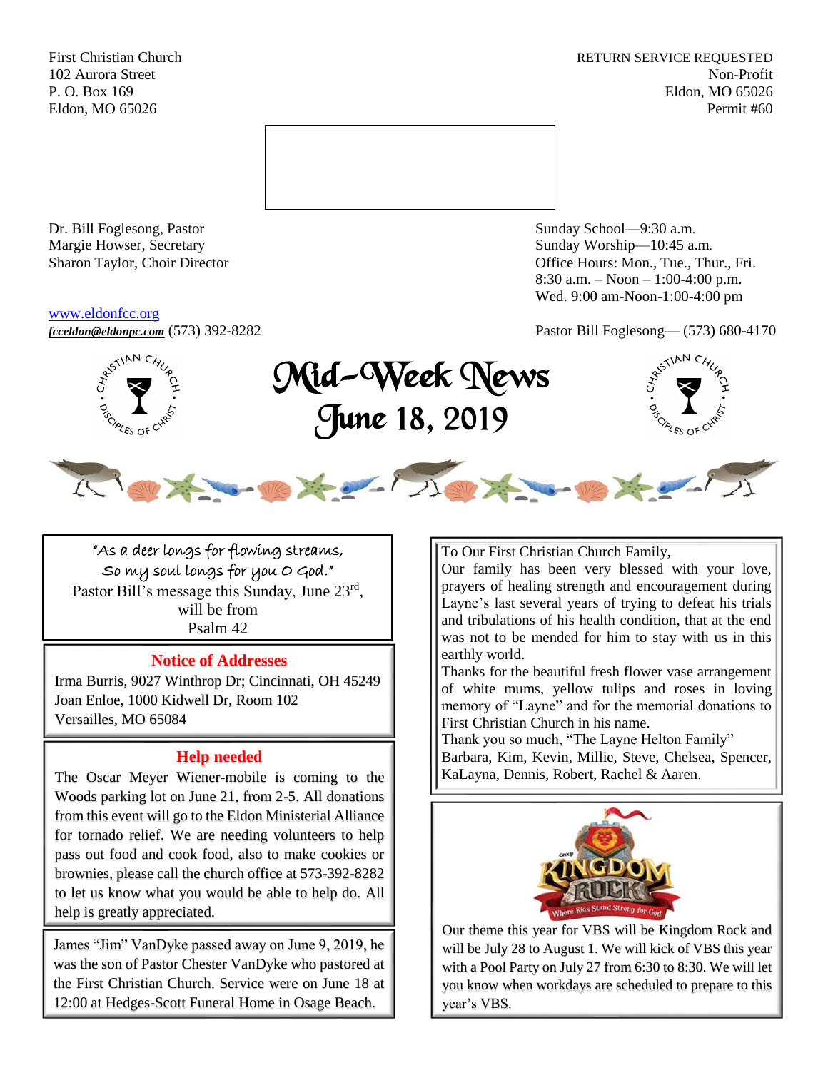First Christian Church
102 Aurora Street
P. O. Box 169
Eldon, MO 65026

RETURN SERVICE REQUESTED
Non-Profit
Eldon, MO 65026
Permit #60

Dr. Bill Foglesong, Pastor
Margie Howser, Secretary
Sharon Taylor, Choir Director

Sunday School—9:30 a.m.
Sunday Worship—10:45 a.m.
Office Hours: Mon., Tue., Thur., Fri.
8:30 a.m. – Noon – 1:00-4:00 p.m.
Wed. 9:00 am-Noon-1:00-4:00 pm

www.eldonfcc.org
*fcceldon@eldonpc.com* (573) 392-8282

Pastor Bill Foglesong— (573) 680-4170

# Mid-Week News
## June 18, 2019

"As a deer longs for flowing streams,
So my soul longs for you O God."
Pastor Bill's message this Sunday, June 23rd,
will be from
Psalm 42

### Notice of Addresses

Irma Burris, 9027 Winthrop Dr; Cincinnati, OH 45249
Joan Enloe, 1000 Kidwell Dr, Room 102
Versailles, MO 65084

### Help needed

The Oscar Meyer Wiener-mobile is coming to the Woods parking lot on June 21, from 2-5. All donations from this event will go to the Eldon Ministerial Alliance for tornado relief. We are needing volunteers to help pass out food and cook food, also to make cookies or brownies, please call the church office at 573-392-8282 to let us know what you would be able to help do. All help is greatly appreciated.

James "Jim" VanDyke passed away on June 9, 2019, he was the son of Pastor Chester VanDyke who pastored at the First Christian Church. Service were on June 18 at 12:00 at Hedges-Scott Funeral Home in Osage Beach.

To Our First Christian Church Family,
Our family has been very blessed with your love, prayers of healing strength and encouragement during Layne's last several years of trying to defeat his trials and tribulations of his health condition, that at the end was not to be mended for him to stay with us in this earthly world.
Thanks for the beautiful fresh flower vase arrangement of white mums, yellow tulips and roses in loving memory of "Layne" and for the memorial donations to First Christian Church in his name.
Thank you so much, "The Layne Helton Family"
Barbara, Kim, Kevin, Millie, Steve, Chelsea, Spencer, KaLayna, Dennis, Robert, Rachel & Aaren.

Our theme this year for VBS will be Kingdom Rock and will be July 28 to August 1. We will kick of VBS this year with a Pool Party on July 27 from 6:30 to 8:30. We will let you know when workdays are scheduled to prepare to this year's VBS.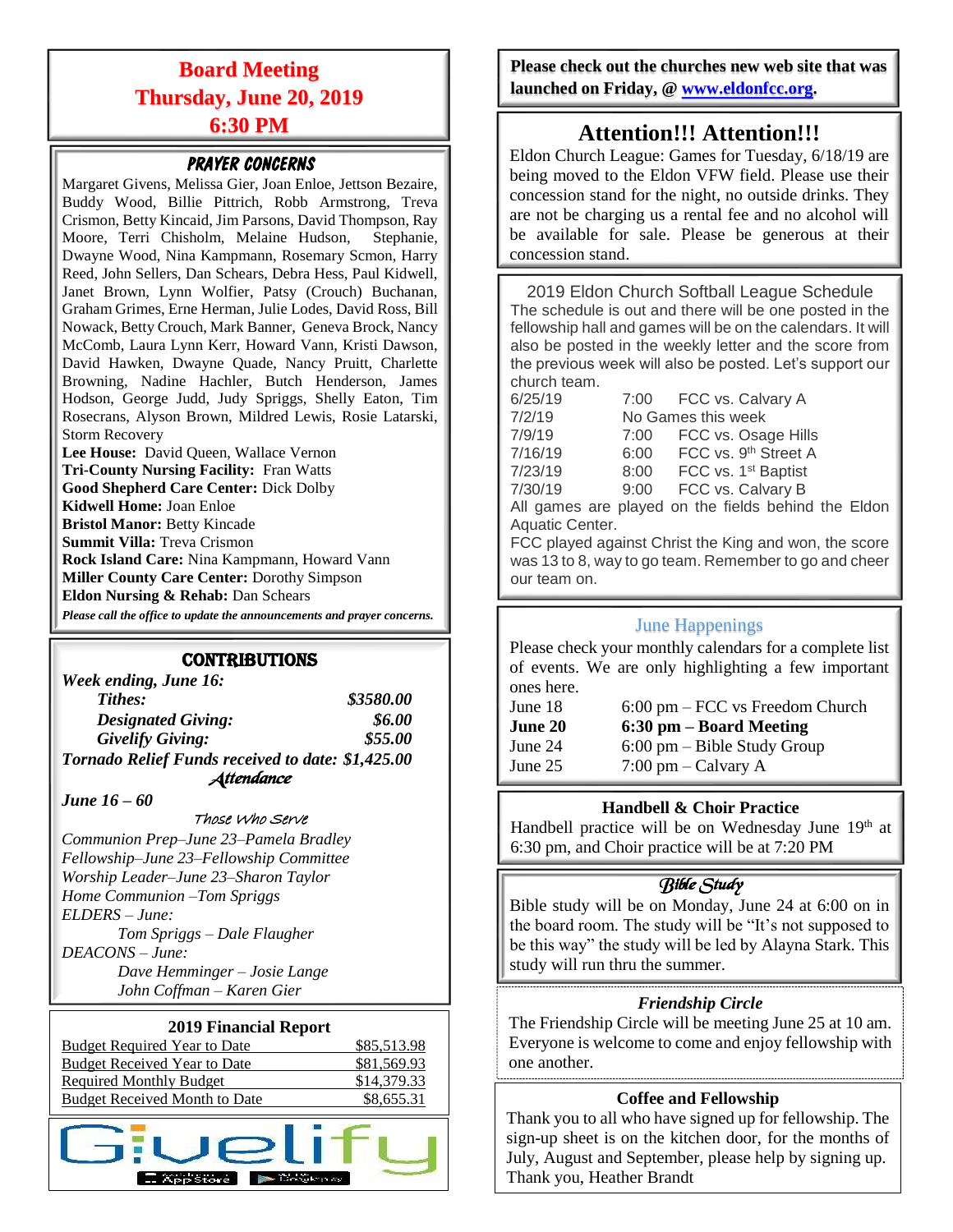## Board Meeting
## Thursday, June 20, 2019
## 6:30 PM

### PRAYER CONCERNS

Margaret Givens, Melissa Gier, Joan Enloe, Jettson Bezaire, Buddy Wood, Billie Pittrich, Robb Armstrong, Treva Crismon, Betty Kincaid, Jim Parsons, David Thompson, Ray Moore, Terri Chisholm, Melaine Hudson, Stephanie, Dwayne Wood, Nina Kampmann, Rosemary Scmon, Harry Reed, John Sellers, Dan Schears, Debra Hess, Paul Kidwell, Janet Brown, Lynn Wolfier, Patsy (Crouch) Buchanan, Graham Grimes, Erne Herman, Julie Lodes, David Ross, Bill Nowack, Betty Crouch, Mark Banner, Geneva Brock, Nancy McComb, Laura Lynn Kerr, Howard Vann, Kristi Dawson, David Hawken, Dwayne Quade, Nancy Pruitt, Charlette Browning, Nadine Hachler, Butch Henderson, James Hodson, George Judd, Judy Spriggs, Shelly Eaton, Tim Rosecrans, Alyson Brown, Mildred Lewis, Rosie Latarski, Storm Recovery

**Lee House:** David Queen, Wallace Vernon
**Tri-County Nursing Facility:** Fran Watts
**Good Shepherd Care Center:** Dick Dolby
**Kidwell Home:** Joan Enloe
**Bristol Manor:** Betty Kincade
**Summit Villa:** Treva Crismon
**Rock Island Care:** Nina Kampmann, Howard Vann
**Miller County Care Center:** Dorothy Simpson
**Eldon Nursing & Rehab:** Dan Schears

***Please call the office to update the announcements and prayer concerns.***

### CONTRIBUTIONS

***Week ending, June 16:***

| | |
|---|---|
| ***Tithes:*** | ***$3580.00*** |
| ***Designated Giving:*** | ***$6.00*** |
| ***Givelify Giving:*** | ***$55.00*** |
| ***Tornado Relief Funds received to date:*** | ***$1,425.00*** |

### *Attendance*

***June 16 – 60***

*Those Who Serve*

*Communion Prep–June 23–Pamela Bradley*
*Fellowship–June 23–Fellowship Committee*
*Worship Leader–June 23–Sharon Taylor*
*Home Communion –Tom Spriggs*
*ELDERS – June:*
*Tom Spriggs – Dale Flaugher*
*DEACONS – June:*
*Dave Hemminger – Josie Lange*
*John Coffman – Karen Gier*

### 2019 Financial Report

| | |
|---|---|
| Budget Required Year to Date | $85,513.98 |
| Budget Received Year to Date | $81,569.93 |
| Required Monthly Budget | $14,379.33 |
| Budget Received Month to Date | $8,655.31 |

Givelify

**Please check out the churches new web site that was launched on Friday, @ www.eldonfcc.org.**

## Attention!!! Attention!!!

Eldon Church League: Games for Tuesday, 6/18/19 are being moved to the Eldon VFW field. Please use their concession stand for the night, no outside drinks. They are not be charging us a rental fee and no alcohol will be available for sale. Please be generous at their concession stand.

### 2019 Eldon Church Softball League Schedule

The schedule is out and there will be one posted in the fellowship hall and games will be on the calendars. It will also be posted in the weekly letter and the score from the previous week will also be posted. Let's support our church team.

| | | |
|---|---|---|
| 6/25/19 | 7:00 | FCC vs. Calvary A |
| 7/2/19 | No Games this week | |
| 7/9/19 | 7:00 | FCC vs. Osage Hills |
| 7/16/19 | 6:00 | FCC vs. 9th Street A |
| 7/23/19 | 8:00 | FCC vs. 1st Baptist |
| 7/30/19 | 9:00 | FCC vs. Calvary B |

All games are played on the fields behind the Eldon Aquatic Center.

FCC played against Christ the King and won, the score was 13 to 8, way to go team. Remember to go and cheer our team on.

### June Happenings

Please check your monthly calendars for a complete list of events. We are only highlighting a few important ones here.

| | |
|---|---|
| June 18 | 6:00 pm – FCC vs Freedom Church |
| **June 20** | **6:30 pm – Board Meeting** |
| June 24 | 6:00 pm – Bible Study Group |
| June 25 | 7:00 pm – Calvary A |

### Handbell & Choir Practice

Handbell practice will be on Wednesday June 19th at 6:30 pm, and Choir practice will be at 7:20 PM

### *Bible Study*

Bible study will be on Monday, June 24 at 6:00 on in the board room. The study will be "It's not supposed to be this way" the study will be led by Alayna Stark. This study will run thru the summer.

### *Friendship Circle*

The Friendship Circle will be meeting June 25 at 10 am. Everyone is welcome to come and enjoy fellowship with one another.

### Coffee and Fellowship

Thank you to all who have signed up for fellowship. The sign-up sheet is on the kitchen door, for the months of July, August and September, please help by signing up. Thank you, Heather Brandt